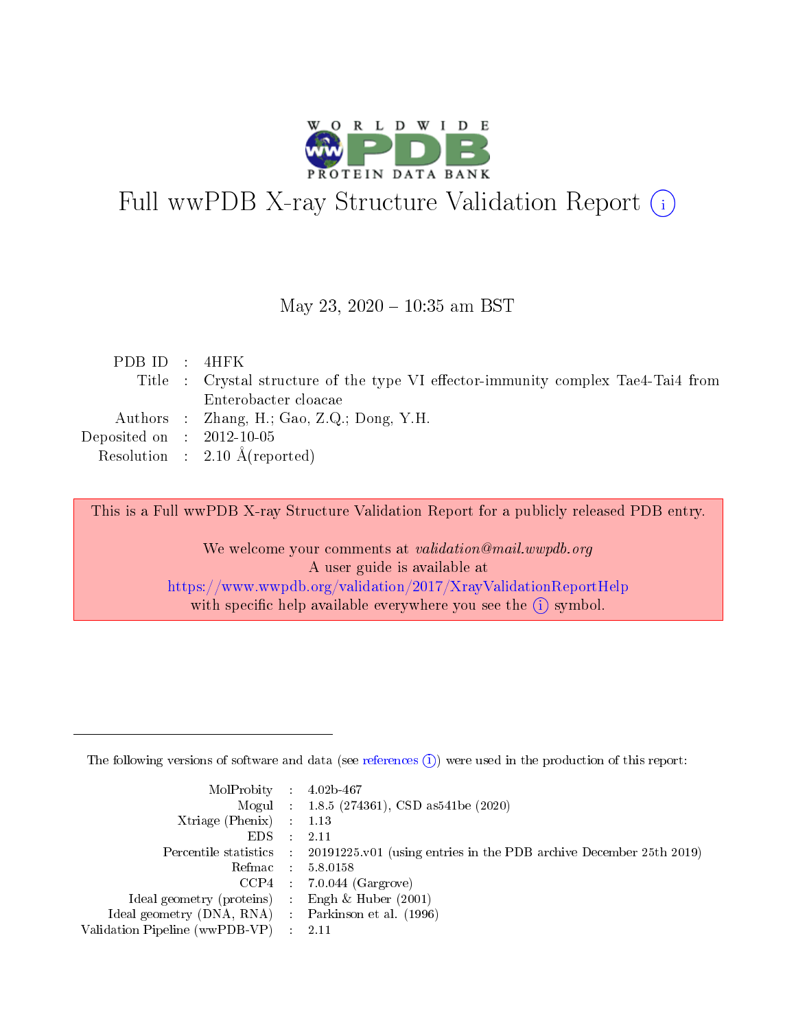# Full wwPDB X-ray Structure Validation Report

May 23, 2020 – 10:35 am BST

| | | |
|---|---|---|
| PDB ID | : | 4HFK |
| Title | : | Crystal structure of the type VI effector-immunity complex Tae4-Tai4 from Enterobacter cloacae |
| Authors | : | Zhang, H.; Gao, Z.Q.; Dong, Y.H. |
| Deposited on | : | 2012-10-05 |
| Resolution | : | 2.10 Å(reported) |

This is a Full wwPDB X-ray Structure Validation Report for a publicly released PDB entry.

We welcome your comments at *validation@mail.wwpdb.org*
A user guide is available at
https://www.wwpdb.org/validation/2017/XrayValidationReportHelp
with specific help available everywhere you see the (i) symbol.

The following versions of software and data (see references (i)) were used in the production of this report:

| | | |
|---|---|---|
| MolProbity | : | 4.02b-467 |
| Mogul | : | 1.8.5 (274361), CSD as541be (2020) |
| Xtriage (Phenix) | : | 1.13 |
| EDS | : | 2.11 |
| Percentile statistics | : | 20191225.v01 (using entries in the PDB archive December 25th 2019) |
| Refmac | : | 5.8.0158 |
| CCP4 | : | 7.0.044 (Gargrove) |
| Ideal geometry (proteins) | : | Engh & Huber (2001) |
| Ideal geometry (DNA, RNA) | : | Parkinson et al. (1996) |
| Validation Pipeline (wwPDB-VP) | : | 2.11 |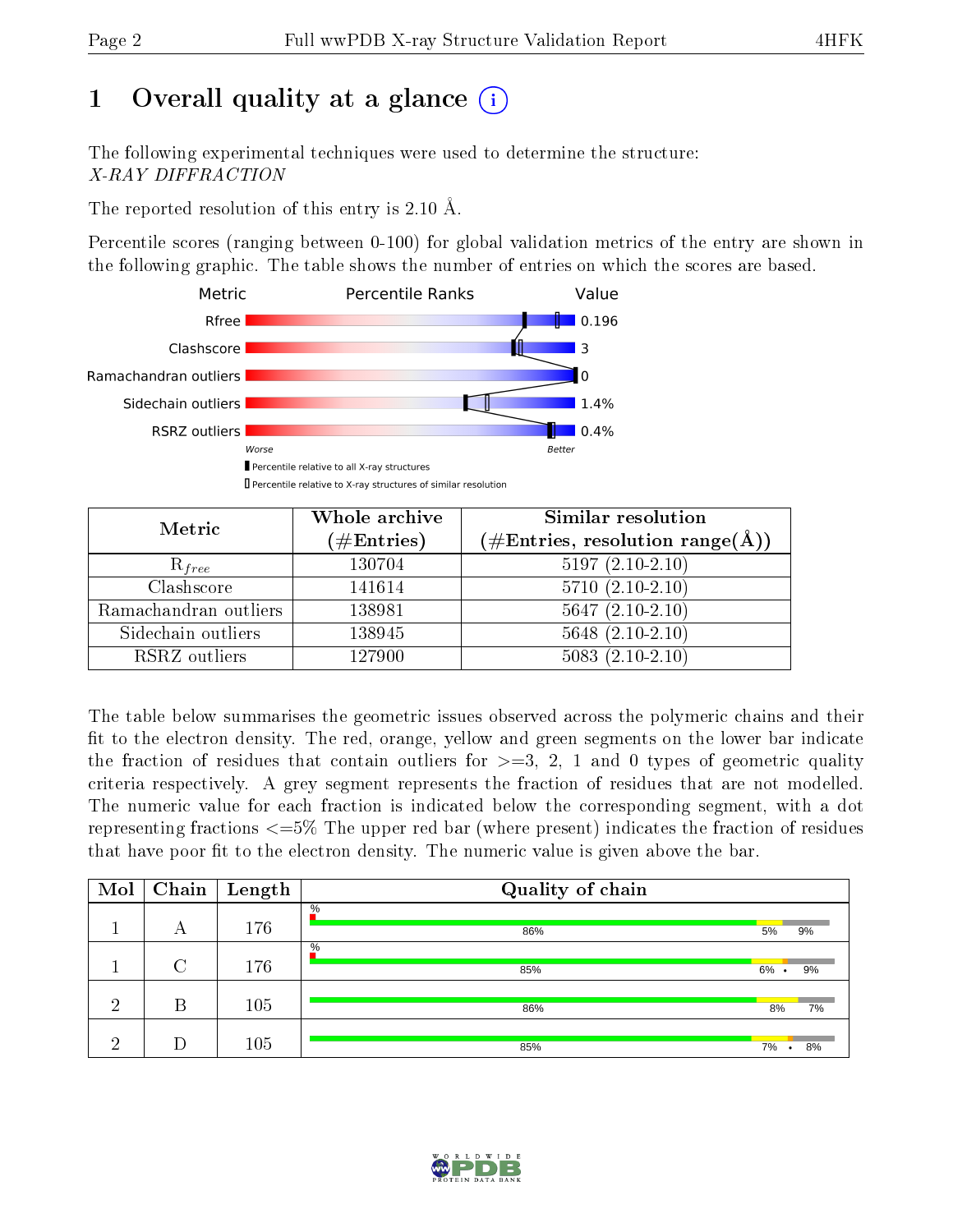# 1 Overall quality at a glance (i)

The following experimental techniques were used to determine the structure:
*X-RAY DIFFRACTION*

The reported resolution of this entry is 2.10 Å.

Percentile scores (ranging between 0-100) for global validation metrics of the entry are shown in the following graphic. The table shows the number of entries on which the scores are based.

| Metric | Value |
|---|---|
| Rfree | 0.196 |
| Clashscore | 3 |
| Ramachandran outliers | 0 |
| Sidechain outliers | 1.4% |
| RSRZ outliers | 0.4% |

Worse ... Better

▮ Percentile relative to all X-ray structures
▯ Percentile relative to X-ray structures of similar resolution

| Metric | Whole archive (#Entries) | Similar resolution (#Entries, resolution range(Å)) |
|---|---|---|
| $R_{free}$ | 130704 | 5197 (2.10-2.10) |
| Clashscore | 141614 | 5710 (2.10-2.10) |
| Ramachandran outliers | 138981 | 5647 (2.10-2.10) |
| Sidechain outliers | 138945 | 5648 (2.10-2.10) |
| RSRZ outliers | 127900 | 5083 (2.10-2.10) |

The table below summarises the geometric issues observed across the polymeric chains and their fit to the electron density. The red, orange, yellow and green segments on the lower bar indicate the fraction of residues that contain outliers for >=3, 2, 1 and 0 types of geometric quality criteria respectively. A grey segment represents the fraction of residues that are not modelled. The numeric value for each fraction is indicated below the corresponding segment, with a dot representing fractions <=5% The upper red bar (where present) indicates the fraction of residues that have poor fit to the electron density. The numeric value is given above the bar.

| Mol | Chain | Length | Quality of chain |
|---|---|---|---|
| 1 | A | 176 | % ; 86% ; 5% ; 9% |
| 1 | C | 176 | % ; 85% ; 6% ; • ; 9% |
| 2 | B | 105 | 86% ; 8% ; 7% |
| 2 | D | 105 | 85% ; 7% ; • ; 8% |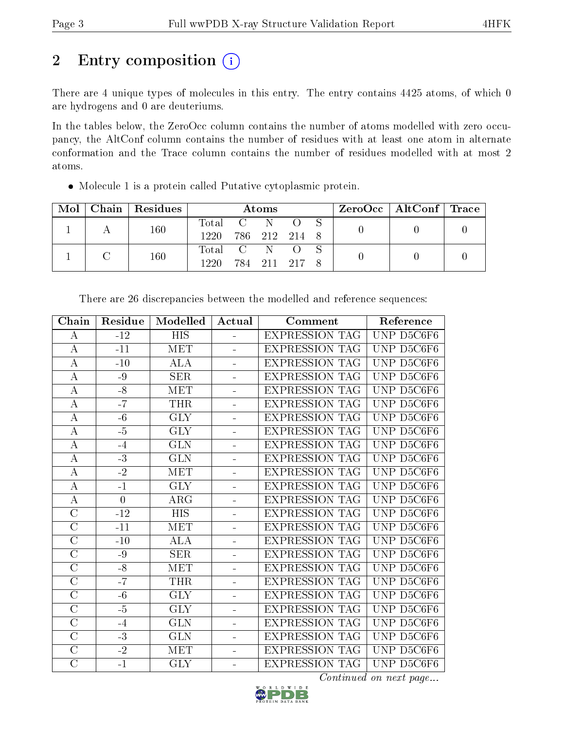# 2 Entry composition

There are 4 unique types of molecules in this entry. The entry contains 4425 atoms, of which 0 are hydrogens and 0 are deuteriums.

In the tables below, the ZeroOcc column contains the number of atoms modelled with zero occupancy, the AltConf column contains the number of residues with at least one atom in alternate conformation and the Trace column contains the number of residues modelled with at most 2 atoms.

- Molecule 1 is a protein called Putative cytoplasmic protein.

| Mol | Chain | Residues | Atoms | | | | | ZeroOcc | AltConf | Trace |
|---|---|---|---|---|---|---|---|---|---|---|
| 1 | A | 160 | Total<br>1220 | C<br>786 | N<br>212 | O<br>214 | S<br>8 | 0 | 0 | 0 |
| 1 | C | 160 | Total<br>1220 | C<br>784 | N<br>211 | O<br>217 | S<br>8 | 0 | 0 | 0 |

There are 26 discrepancies between the modelled and reference sequences:

| Chain | Residue | Modelled | Actual | Comment | Reference |
|---|---|---|---|---|---|
| A | -12 | HIS | - | EXPRESSION TAG | UNP D5C6F6 |
| A | -11 | MET | - | EXPRESSION TAG | UNP D5C6F6 |
| A | -10 | ALA | - | EXPRESSION TAG | UNP D5C6F6 |
| A | -9 | SER | - | EXPRESSION TAG | UNP D5C6F6 |
| A | -8 | MET | - | EXPRESSION TAG | UNP D5C6F6 |
| A | -7 | THR | - | EXPRESSION TAG | UNP D5C6F6 |
| A | -6 | GLY | - | EXPRESSION TAG | UNP D5C6F6 |
| A | -5 | GLY | - | EXPRESSION TAG | UNP D5C6F6 |
| A | -4 | GLN | - | EXPRESSION TAG | UNP D5C6F6 |
| A | -3 | GLN | - | EXPRESSION TAG | UNP D5C6F6 |
| A | -2 | MET | - | EXPRESSION TAG | UNP D5C6F6 |
| A | -1 | GLY | - | EXPRESSION TAG | UNP D5C6F6 |
| A | 0 | ARG | - | EXPRESSION TAG | UNP D5C6F6 |
| C | -12 | HIS | - | EXPRESSION TAG | UNP D5C6F6 |
| C | -11 | MET | - | EXPRESSION TAG | UNP D5C6F6 |
| C | -10 | ALA | - | EXPRESSION TAG | UNP D5C6F6 |
| C | -9 | SER | - | EXPRESSION TAG | UNP D5C6F6 |
| C | -8 | MET | - | EXPRESSION TAG | UNP D5C6F6 |
| C | -7 | THR | - | EXPRESSION TAG | UNP D5C6F6 |
| C | -6 | GLY | - | EXPRESSION TAG | UNP D5C6F6 |
| C | -5 | GLY | - | EXPRESSION TAG | UNP D5C6F6 |
| C | -4 | GLN | - | EXPRESSION TAG | UNP D5C6F6 |
| C | -3 | GLN | - | EXPRESSION TAG | UNP D5C6F6 |
| C | -2 | MET | - | EXPRESSION TAG | UNP D5C6F6 |
| C | -1 | GLY | - | EXPRESSION TAG | UNP D5C6F6 |

*Continued on next page...*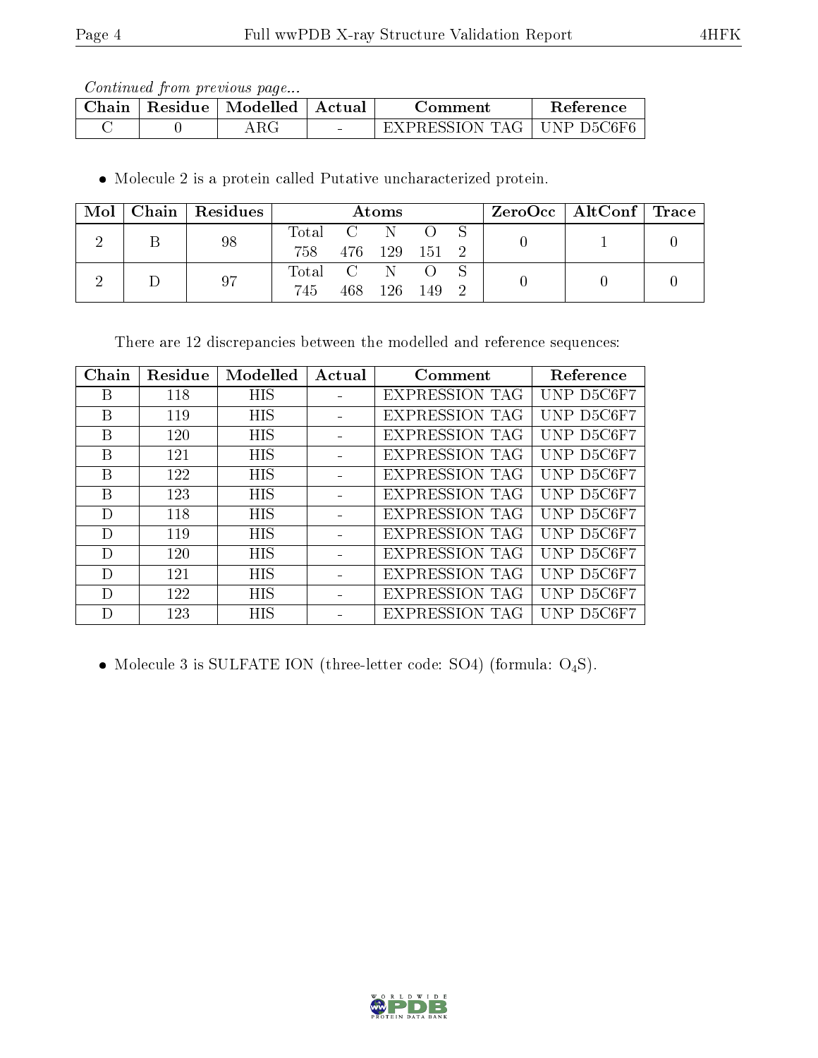*Continued from previous page...*

| Chain | Residue | Modelled | Actual | Comment | Reference |
|---|---|---|---|---|---|
| C | 0 | ARG | - | EXPRESSION TAG | UNP D5C6F6 |

- Molecule 2 is a protein called Putative uncharacterized protein.

| Mol | Chain | Residues | Atoms | | | | | ZeroOcc | AltConf | Trace |
|---|---|---|---|---|---|---|---|---|---|---|
| 2 | B | 98 | Total 758 | C 476 | N 129 | O 151 | S 2 | 0 | 1 | 0 |
| 2 | D | 97 | Total 745 | C 468 | N 126 | O 149 | S 2 | 0 | 0 | 0 |

There are 12 discrepancies between the modelled and reference sequences:

| Chain | Residue | Modelled | Actual | Comment | Reference |
|---|---|---|---|---|---|
| B | 118 | HIS | - | EXPRESSION TAG | UNP D5C6F7 |
| B | 119 | HIS | - | EXPRESSION TAG | UNP D5C6F7 |
| B | 120 | HIS | - | EXPRESSION TAG | UNP D5C6F7 |
| B | 121 | HIS | - | EXPRESSION TAG | UNP D5C6F7 |
| B | 122 | HIS | - | EXPRESSION TAG | UNP D5C6F7 |
| B | 123 | HIS | - | EXPRESSION TAG | UNP D5C6F7 |
| D | 118 | HIS | - | EXPRESSION TAG | UNP D5C6F7 |
| D | 119 | HIS | - | EXPRESSION TAG | UNP D5C6F7 |
| D | 120 | HIS | - | EXPRESSION TAG | UNP D5C6F7 |
| D | 121 | HIS | - | EXPRESSION TAG | UNP D5C6F7 |
| D | 122 | HIS | - | EXPRESSION TAG | UNP D5C6F7 |
| D | 123 | HIS | - | EXPRESSION TAG | UNP D5C6F7 |

- Molecule 3 is SULFATE ION (three-letter code: SO4) (formula: $O_4S$).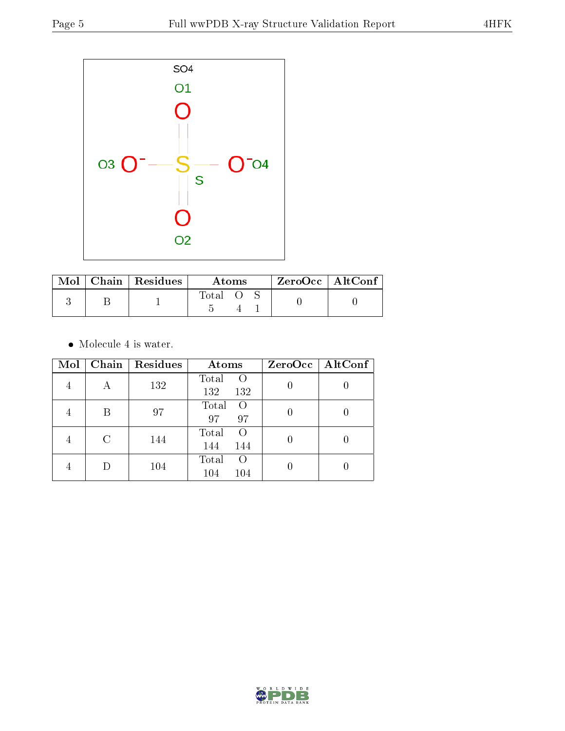| Mol | Chain | Residues | Atoms | ZeroOcc | AltConf |
|---|---|---|---|---|---|
| 3 | B | 1 | Total O S<br>5 4 1 | 0 | 0 |

- Molecule 4 is water.

| Mol | Chain | Residues | Atoms | ZeroOcc | AltConf |
|---|---|---|---|---|---|
| 4 | A | 132 | Total O<br>132 132 | 0 | 0 |
| 4 | B | 97 | Total O<br>97 97 | 0 | 0 |
| 4 | C | 144 | Total O<br>144 144 | 0 | 0 |
| 4 | D | 104 | Total O<br>104 104 | 0 | 0 |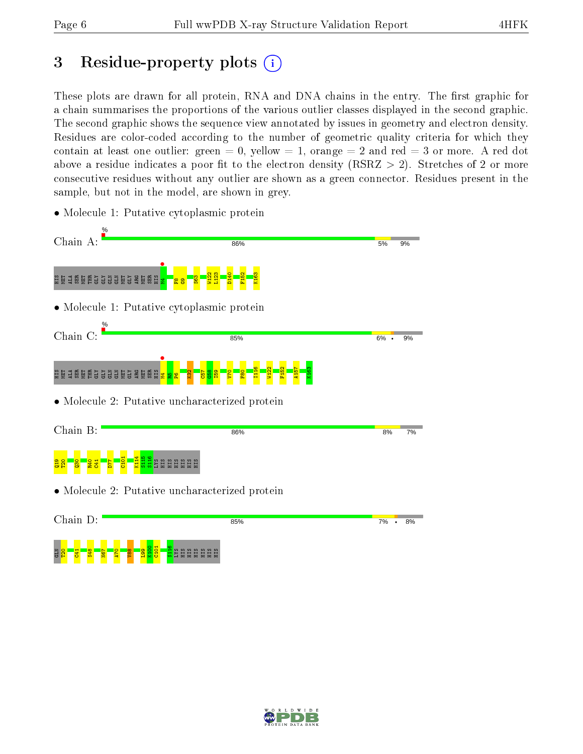## 3 Residue-property plots

These plots are drawn for all protein, RNA and DNA chains in the entry. The first graphic for a chain summarises the proportions of the various outlier classes displayed in the second graphic. The second graphic shows the sequence view annotated by issues in geometry and electron density. Residues are color-coded according to the number of geometric quality criteria for which they contain at least one outlier: green = 0, yellow = 1, orange = 2 and red = 3 or more. A red dot above a residue indicates a poor fit to the electron density (RSRZ > 2). Stretches of 2 or more consecutive residues without any outlier are shown as a green connector. Residues present in the sample, but not in the model, are shown in grey.

- Molecule 1: Putative cytoplasmic protein

Chain A: % | 86% | 5% | 9%

HIS MET ALA SER MET THR GLY GLY GLN GLN MET GLY ARG MET SER HIS M4 F8 G9 S63 W122 L123 D140 F152 K163

- Molecule 1: Putative cytoplasmic protein

Chain C: % | 85% | 6% | • | 9%

HIS MET ALA SER MET THR GLY GLY GLN GLN MET GLY ARG MET SER HIS M4 R5 F6 K32 C57 G58 I59 V70 F80 I116 W122 F152 A157 K163

- Molecule 2: Putative uncharacterized protein

Chain B: 86% | 8% | 7%

Q19 T20 Q30 R40 C41 D77 C101 K114 S115 S116 LYS HIS HIS HIS HIS HIS HIS

- Molecule 2: Putative uncharacterized protein

Chain D: 85% | 7% | • | 8%

GLN T20 C41 S48 N67 A70 V88 L99 K100 C101 S116 LYS HIS HIS HIS HIS HIS HIS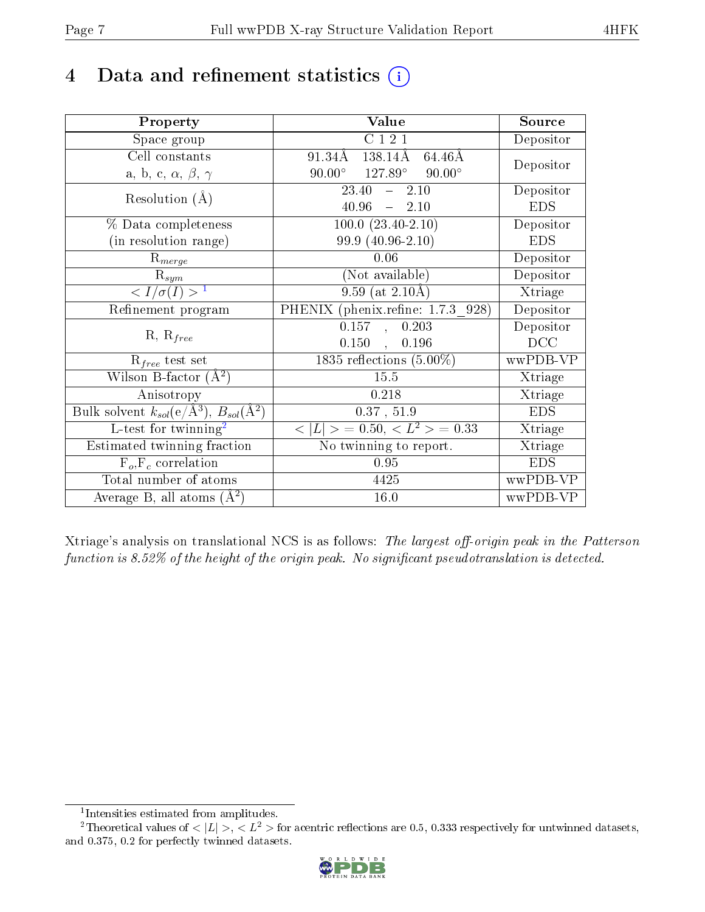# 4 Data and refinement statistics

| Property | Value | Source |
|---|---|---|
| Space group | C 1 2 1 | Depositor |
| Cell constants<br>a, b, c, $\alpha$, $\beta$, $\gamma$ | 91.34Å 138.14Å 64.46Å<br>90.00° 127.89° 90.00° | Depositor |
| Resolution (Å) | 23.40 – 2.10<br>40.96 – 2.10 | Depositor<br>EDS |
| % Data completeness<br>(in resolution range) | 100.0 (23.40-2.10)<br>99.9 (40.96-2.10) | Depositor<br>EDS |
| $R_{merge}$ | 0.06 | Depositor |
| $R_{sym}$ | (Not available) | Depositor |
| $< I/\sigma(I) >$ [1] | 9.59 (at 2.10Å) | Xtriage |
| Refinement program | PHENIX (phenix.refine: 1.7.3_928) | Depositor |
| R, $R_{free}$ | 0.157 , 0.203<br>0.150 , 0.196 | Depositor<br>DCC |
| $R_{free}$ test set | 1835 reflections (5.00%) | wwPDB-VP |
| Wilson B-factor (Å$^2$) | 15.5 | Xtriage |
| Anisotropy | 0.218 | Xtriage |
| Bulk solvent $k_{sol}$(e/Å$^3$), $B_{sol}$(Å$^2$) | 0.37 , 51.9 | EDS |
| L-test for twinning[2] | $< \|L\| >$ = 0.50, $< L^2 >$ = 0.33 | Xtriage |
| Estimated twinning fraction | No twinning to report. | Xtriage |
| $F_o$,$F_c$ correlation | 0.95 | EDS |
| Total number of atoms | 4425 | wwPDB-VP |
| Average B, all atoms (Å$^2$) | 16.0 | wwPDB-VP |

Xtriage's analysis on translational NCS is as follows: *The largest off-origin peak in the Patterson function is 8.52% of the height of the origin peak. No significant pseudotranslation is detected.*

[1] Intensities estimated from amplitudes.

[2] Theoretical values of $< |L| >$, $< L^2 >$ for acentric reflections are 0.5, 0.333 respectively for untwinned datasets, and 0.375, 0.2 for perfectly twinned datasets.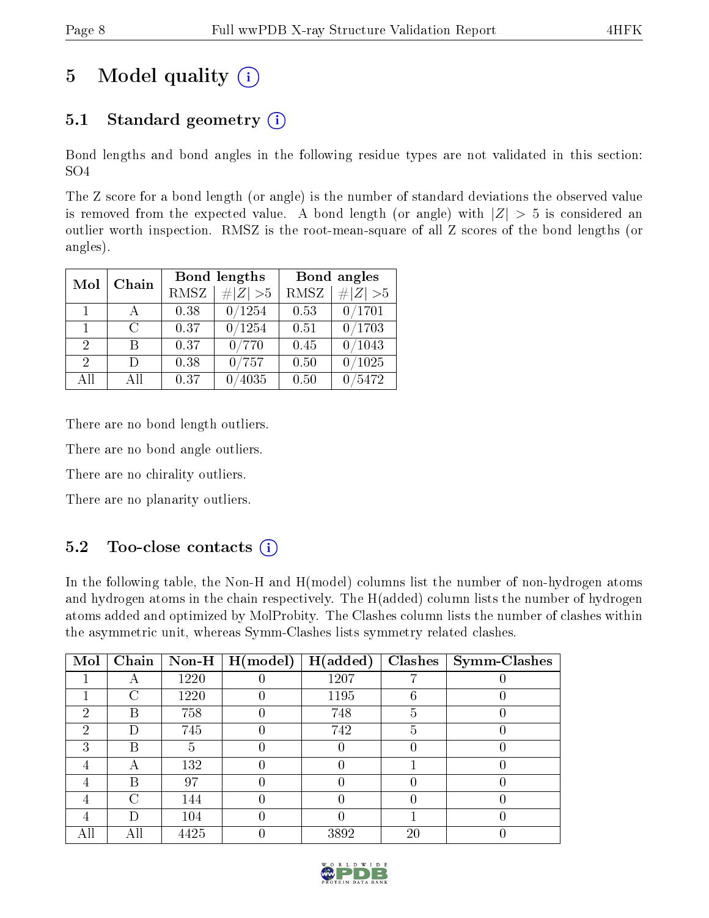# 5 Model quality

## 5.1 Standard geometry

Bond lengths and bond angles in the following residue types are not validated in this section: SO4

The Z score for a bond length (or angle) is the number of standard deviations the observed value is removed from the expected value. A bond length (or angle) with $|Z| > 5$ is considered an outlier worth inspection. RMSZ is the root-mean-square of all Z scores of the bond lengths (or angles).

| Mol | Chain | Bond lengths | | Bond angles | |
|---|---|---|---|---|---|
| | | RMSZ | $\#\|Z\| > 5$ | RMSZ | $\#\|Z\| > 5$ |
| 1 | A | 0.38 | 0/1254 | 0.53 | 0/1701 |
| 1 | C | 0.37 | 0/1254 | 0.51 | 0/1703 |
| 2 | B | 0.37 | 0/770 | 0.45 | 0/1043 |
| 2 | D | 0.38 | 0/757 | 0.50 | 0/1025 |
| All | All | 0.37 | 0/4035 | 0.50 | 0/5472 |

There are no bond length outliers.

There are no bond angle outliers.

There are no chirality outliers.

There are no planarity outliers.

## 5.2 Too-close contacts

In the following table, the Non-H and H(model) columns list the number of non-hydrogen atoms and hydrogen atoms in the chain respectively. The H(added) column lists the number of hydrogen atoms added and optimized by MolProbity. The Clashes column lists the number of clashes within the asymmetric unit, whereas Symm-Clashes lists symmetry related clashes.

| Mol | Chain | Non-H | H(model) | H(added) | Clashes | Symm-Clashes |
|---|---|---|---|---|---|---|
| 1 | A | 1220 | 0 | 1207 | 7 | 0 |
| 1 | C | 1220 | 0 | 1195 | 6 | 0 |
| 2 | B | 758 | 0 | 748 | 5 | 0 |
| 2 | D | 745 | 0 | 742 | 5 | 0 |
| 3 | B | 5 | 0 | 0 | 0 | 0 |
| 4 | A | 132 | 0 | 0 | 1 | 0 |
| 4 | B | 97 | 0 | 0 | 0 | 0 |
| 4 | C | 144 | 0 | 0 | 0 | 0 |
| 4 | D | 104 | 0 | 0 | 1 | 0 |
| All | All | 4425 | 0 | 3892 | 20 | 0 |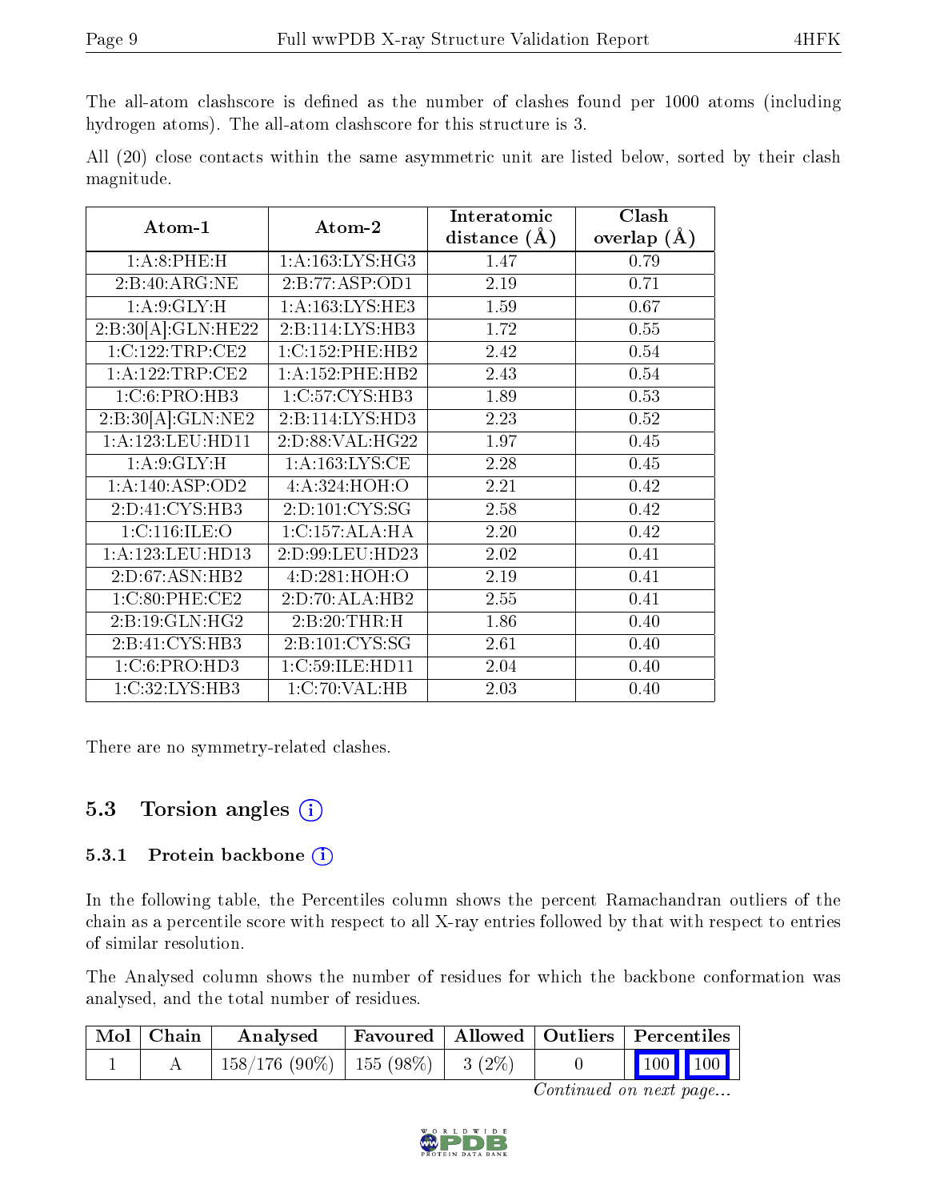The all-atom clashscore is defined as the number of clashes found per 1000 atoms (including hydrogen atoms). The all-atom clashscore for this structure is 3.

All (20) close contacts within the same asymmetric unit are listed below, sorted by their clash magnitude.

| Atom-1 | Atom-2 | Interatomic distance (Å) | Clash overlap (Å) |
|---|---|---|---|
| 1:A:8:PHE:H | 1:A:163:LYS:HG3 | 1.47 | 0.79 |
| 2:B:40:ARG:NE | 2:B:77:ASP:OD1 | 2.19 | 0.71 |
| 1:A:9:GLY:H | 1:A:163:LYS:HE3 | 1.59 | 0.67 |
| 2:B:30[A]:GLN:HE22 | 2:B:114:LYS:HB3 | 1.72 | 0.55 |
| 1:C:122:TRP:CE2 | 1:C:152:PHE:HB2 | 2.42 | 0.54 |
| 1:A:122:TRP:CE2 | 1:A:152:PHE:HB2 | 2.43 | 0.54 |
| 1:C:6:PRO:HB3 | 1:C:57:CYS:HB3 | 1.89 | 0.53 |
| 2:B:30[A]:GLN:NE2 | 2:B:114:LYS:HD3 | 2.23 | 0.52 |
| 1:A:123:LEU:HD11 | 2:D:88:VAL:HG22 | 1.97 | 0.45 |
| 1:A:9:GLY:H | 1:A:163:LYS:CE | 2.28 | 0.45 |
| 1:A:140:ASP:OD2 | 4:A:324:HOH:O | 2.21 | 0.42 |
| 2:D:41:CYS:HB3 | 2:D:101:CYS:SG | 2.58 | 0.42 |
| 1:C:116:ILE:O | 1:C:157:ALA:HA | 2.20 | 0.42 |
| 1:A:123:LEU:HD13 | 2:D:99:LEU:HD23 | 2.02 | 0.41 |
| 2:D:67:ASN:HB2 | 4:D:281:HOH:O | 2.19 | 0.41 |
| 1:C:80:PHE:CE2 | 2:D:70:ALA:HB2 | 2.55 | 0.41 |
| 2:B:19:GLN:HG2 | 2:B:20:THR:H | 1.86 | 0.40 |
| 2:B:41:CYS:HB3 | 2:B:101:CYS:SG | 2.61 | 0.40 |
| 1:C:6:PRO:HD3 | 1:C:59:ILE:HD11 | 2.04 | 0.40 |
| 1:C:32:LYS:HB3 | 1:C:70:VAL:HB | 2.03 | 0.40 |

There are no symmetry-related clashes.

## 5.3 Torsion angles

### 5.3.1 Protein backbone

In the following table, the Percentiles column shows the percent Ramachandran outliers of the chain as a percentile score with respect to all X-ray entries followed by that with respect to entries of similar resolution.

The Analysed column shows the number of residues for which the backbone conformation was analysed, and the total number of residues.

| Mol | Chain | Analysed | Favoured | Allowed | Outliers | Percentiles |
|---|---|---|---|---|---|---|
| 1 | A | 158/176 (90%) | 155 (98%) | 3 (2%) | 0 | 100 100 |

*Continued on next page...*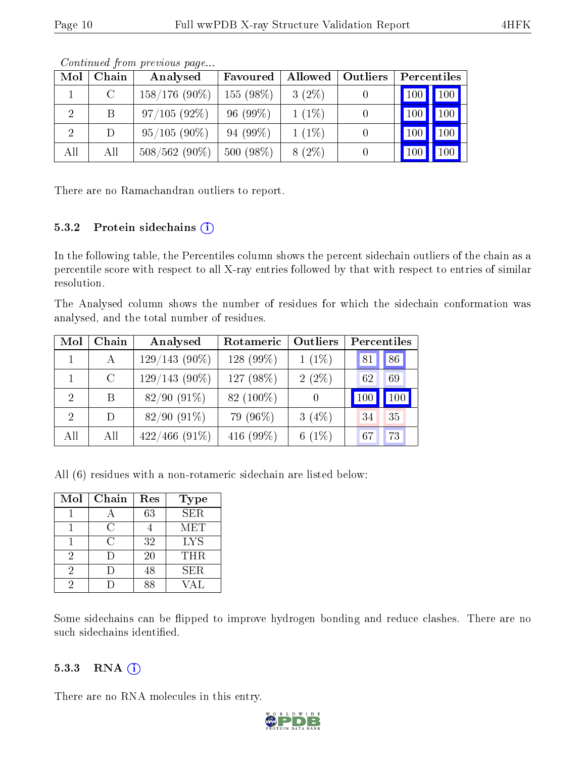*Continued from previous page...*

| Mol | Chain | Analysed | Favoured | Allowed | Outliers | Percentiles | |
|---|---|---|---|---|---|---|---|
| 1 | C | 158/176 (90%) | 155 (98%) | 3 (2%) | 0 | 100 | 100 |
| 2 | B | 97/105 (92%) | 96 (99%) | 1 (1%) | 0 | 100 | 100 |
| 2 | D | 95/105 (90%) | 94 (99%) | 1 (1%) | 0 | 100 | 100 |
| All | All | 508/562 (90%) | 500 (98%) | 8 (2%) | 0 | 100 | 100 |

There are no Ramachandran outliers to report.

### 5.3.2 Protein sidechains

In the following table, the Percentiles column shows the percent sidechain outliers of the chain as a percentile score with respect to all X-ray entries followed by that with respect to entries of similar resolution.

The Analysed column shows the number of residues for which the sidechain conformation was analysed, and the total number of residues.

| Mol | Chain | Analysed | Rotameric | Outliers | Percentiles | |
|---|---|---|---|---|---|---|
| 1 | A | 129/143 (90%) | 128 (99%) | 1 (1%) | 81 | 86 |
| 1 | C | 129/143 (90%) | 127 (98%) | 2 (2%) | 62 | 69 |
| 2 | B | 82/90 (91%) | 82 (100%) | 0 | 100 | 100 |
| 2 | D | 82/90 (91%) | 79 (96%) | 3 (4%) | 34 | 35 |
| All | All | 422/466 (91%) | 416 (99%) | 6 (1%) | 67 | 73 |

All (6) residues with a non-rotameric sidechain are listed below:

| Mol | Chain | Res | Type |
|---|---|---|---|
| 1 | A | 63 | SER |
| 1 | C | 4 | MET |
| 1 | C | 32 | LYS |
| 2 | D | 20 | THR |
| 2 | D | 48 | SER |
| 2 | D | 88 | VAL |

Some sidechains can be flipped to improve hydrogen bonding and reduce clashes. There are no such sidechains identified.

### 5.3.3 RNA

There are no RNA molecules in this entry.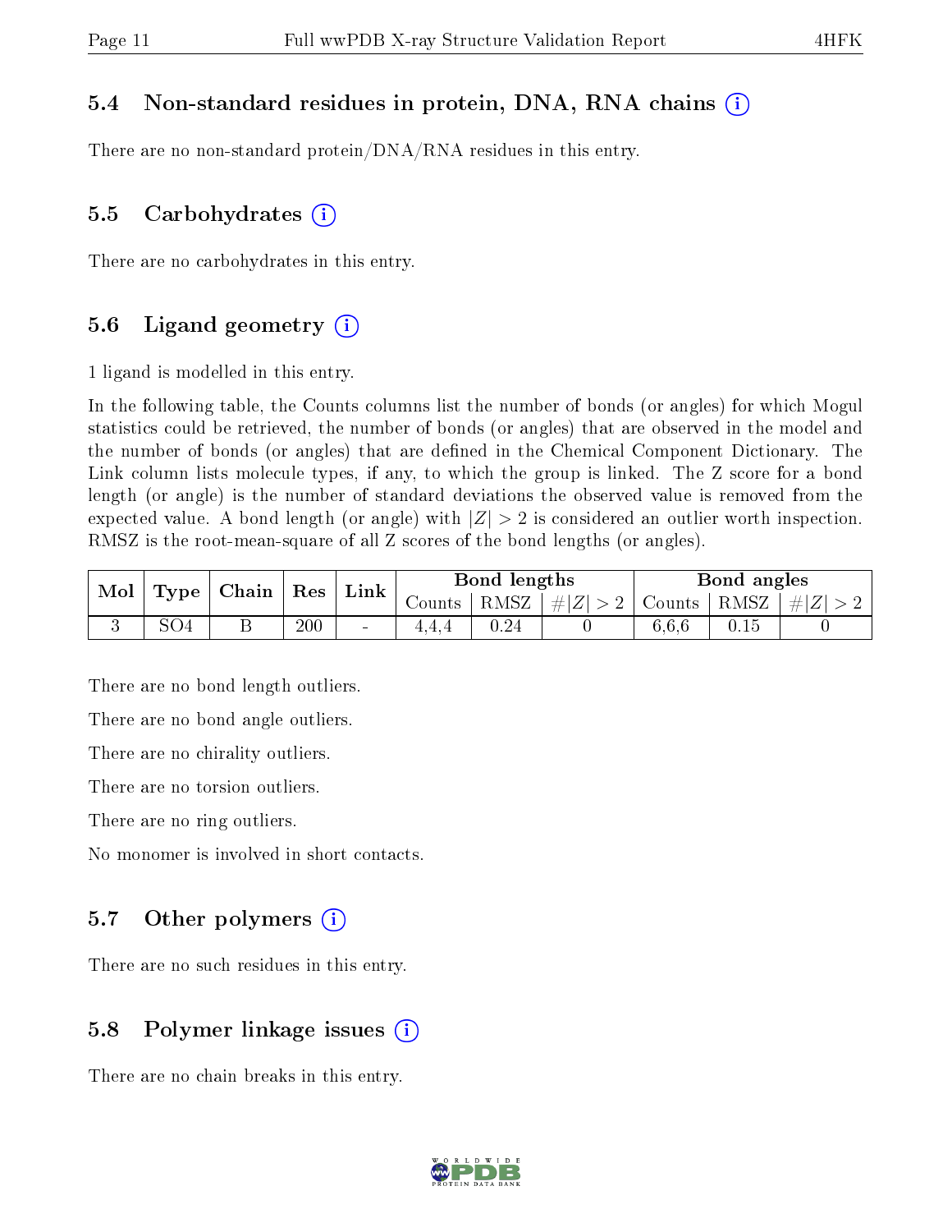### 5.4 Non-standard residues in protein, DNA, RNA chains

There are no non-standard protein/DNA/RNA residues in this entry.

### 5.5 Carbohydrates

There are no carbohydrates in this entry.

### 5.6 Ligand geometry

1 ligand is modelled in this entry.

In the following table, the Counts columns list the number of bonds (or angles) for which Mogul statistics could be retrieved, the number of bonds (or angles) that are observed in the model and the number of bonds (or angles) that are defined in the Chemical Component Dictionary. The Link column lists molecule types, if any, to which the group is linked. The Z score for a bond length (or angle) is the number of standard deviations the observed value is removed from the expected value. A bond length (or angle) with $|Z| > 2$ is considered an outlier worth inspection. RMSZ is the root-mean-square of all Z scores of the bond lengths (or angles).

| Mol | Type | Chain | Res | Link | Bond lengths | | | Bond angles | | |
|---|---|---|---|---|---|---|---|---|---|---|
| | | | | | Counts | RMSZ | $\#\|Z\| > 2$ | Counts | RMSZ | $\#\|Z\| > 2$ |
| 3 | SO4 | B | 200 | - | 4,4,4 | 0.24 | 0 | 6,6,6 | 0.15 | 0 |

There are no bond length outliers.

There are no bond angle outliers.

There are no chirality outliers.

There are no torsion outliers.

There are no ring outliers.

No monomer is involved in short contacts.

### 5.7 Other polymers

There are no such residues in this entry.

### 5.8 Polymer linkage issues

There are no chain breaks in this entry.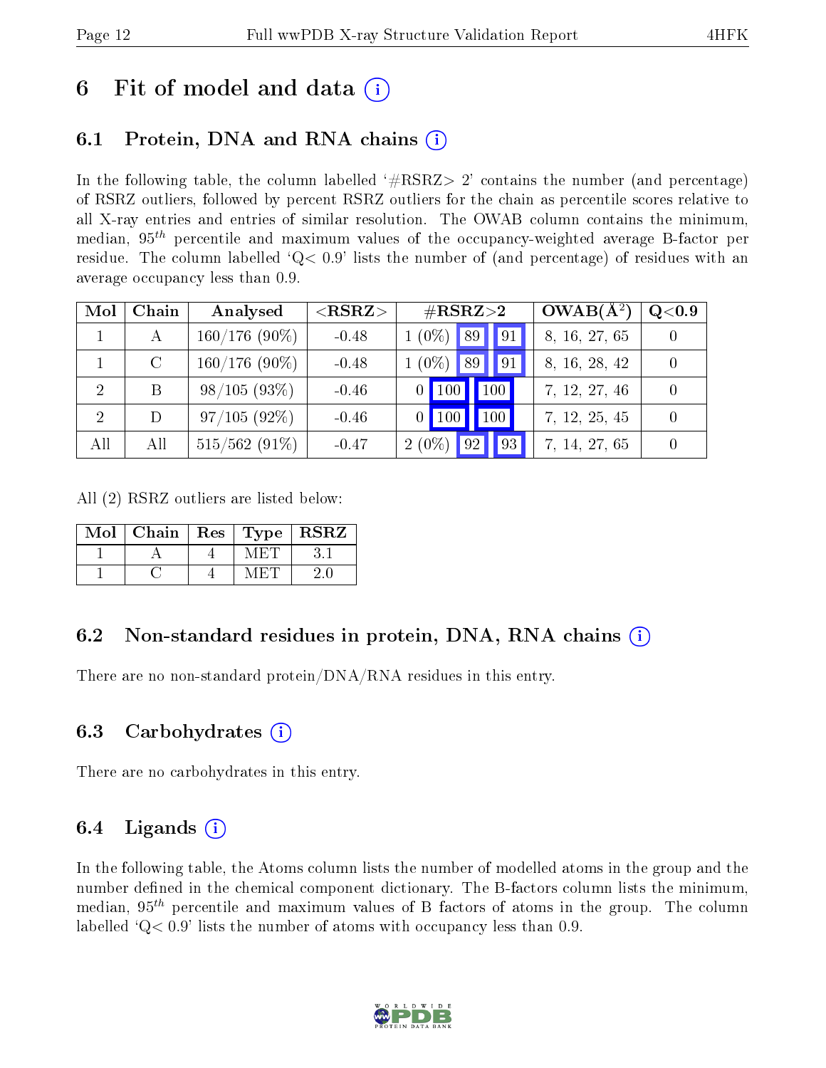# 6 Fit of model and data (i)

## 6.1 Protein, DNA and RNA chains (i)

In the following table, the column labelled '#RSRZ> 2' contains the number (and percentage) of RSRZ outliers, followed by percent RSRZ outliers for the chain as percentile scores relative to all X-ray entries and entries of similar resolution. The OWAB column contains the minimum, median, $95^{th}$ percentile and maximum values of the occupancy-weighted average B-factor per residue. The column labelled 'Q< 0.9' lists the number of (and percentage) of residues with an average occupancy less than 0.9.

| Mol | Chain | Analysed | <RSRZ> | #RSRZ>2 | | | OWAB(Å$^2$) | Q<0.9 |
|---|---|---|---|---|---|---|---|---|
| 1 | A | 160/176 (90%) | -0.48 | 1 (0%) | 89 | 91 | 8, 16, 27, 65 | 0 |
| 1 | C | 160/176 (90%) | -0.48 | 1 (0%) | 89 | 91 | 8, 16, 28, 42 | 0 |
| 2 | B | 98/105 (93%) | -0.46 | 0 | 100 | 100 | 7, 12, 27, 46 | 0 |
| 2 | D | 97/105 (92%) | -0.46 | 0 | 100 | 100 | 7, 12, 25, 45 | 0 |
| All | All | 515/562 (91%) | -0.47 | 2 (0%) | 92 | 93 | 7, 14, 27, 65 | 0 |

All (2) RSRZ outliers are listed below:

| Mol | Chain | Res | Type | RSRZ |
|---|---|---|---|---|
| 1 | A | 4 | MET | 3.1 |
| 1 | C | 4 | MET | 2.0 |

## 6.2 Non-standard residues in protein, DNA, RNA chains (i)

There are no non-standard protein/DNA/RNA residues in this entry.

## 6.3 Carbohydrates (i)

There are no carbohydrates in this entry.

## 6.4 Ligands (i)

In the following table, the Atoms column lists the number of modelled atoms in the group and the number defined in the chemical component dictionary. The B-factors column lists the minimum, median, $95^{th}$ percentile and maximum values of B factors of atoms in the group. The column labelled 'Q< 0.9' lists the number of atoms with occupancy less than 0.9.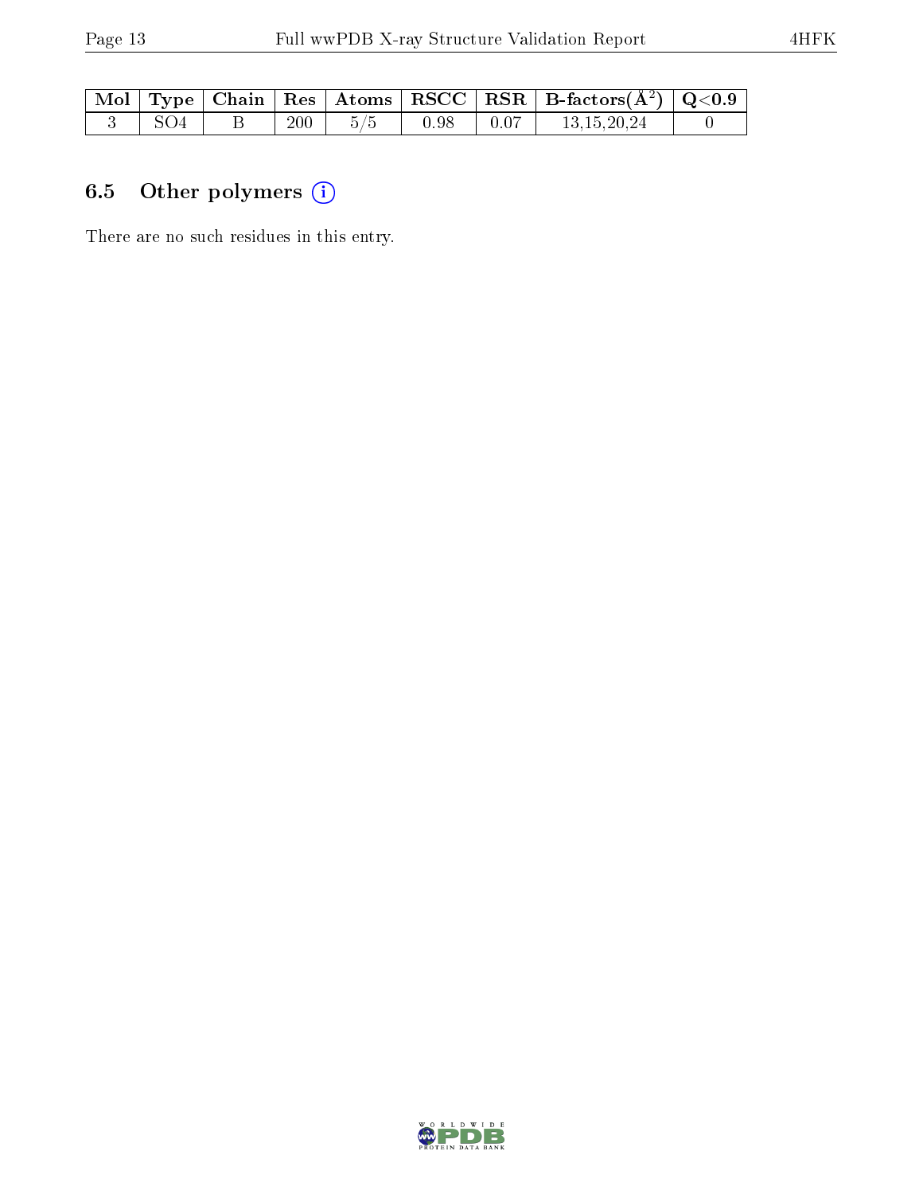| Mol | Type | Chain | Res | Atoms | RSCC | RSR | B-factors($Å^2$) | Q<0.9 |
|---|---|---|---|---|---|---|---|---|
| 3 | SO4 | B | 200 | 5/5 | 0.98 | 0.07 | 13,15,20,24 | 0 |

### 6.5 Other polymers ⓘ

There are no such residues in this entry.